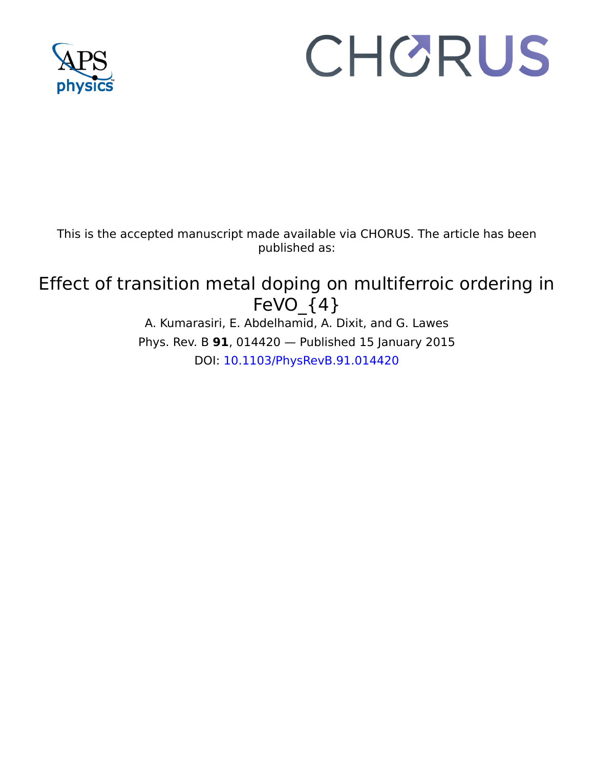This is the accepted manuscript made available via CHORUS. The article has been published as:

# Effect of transition metal doping on multiferroic ordering in $FeVO_4$

A. Kumarasiri, E. Abdelhamid, A. Dixit, and G. Lawes

Phys. Rev. B **91**, 014420 — Published 15 January 2015

DOI: 10.1103/PhysRevB.91.014420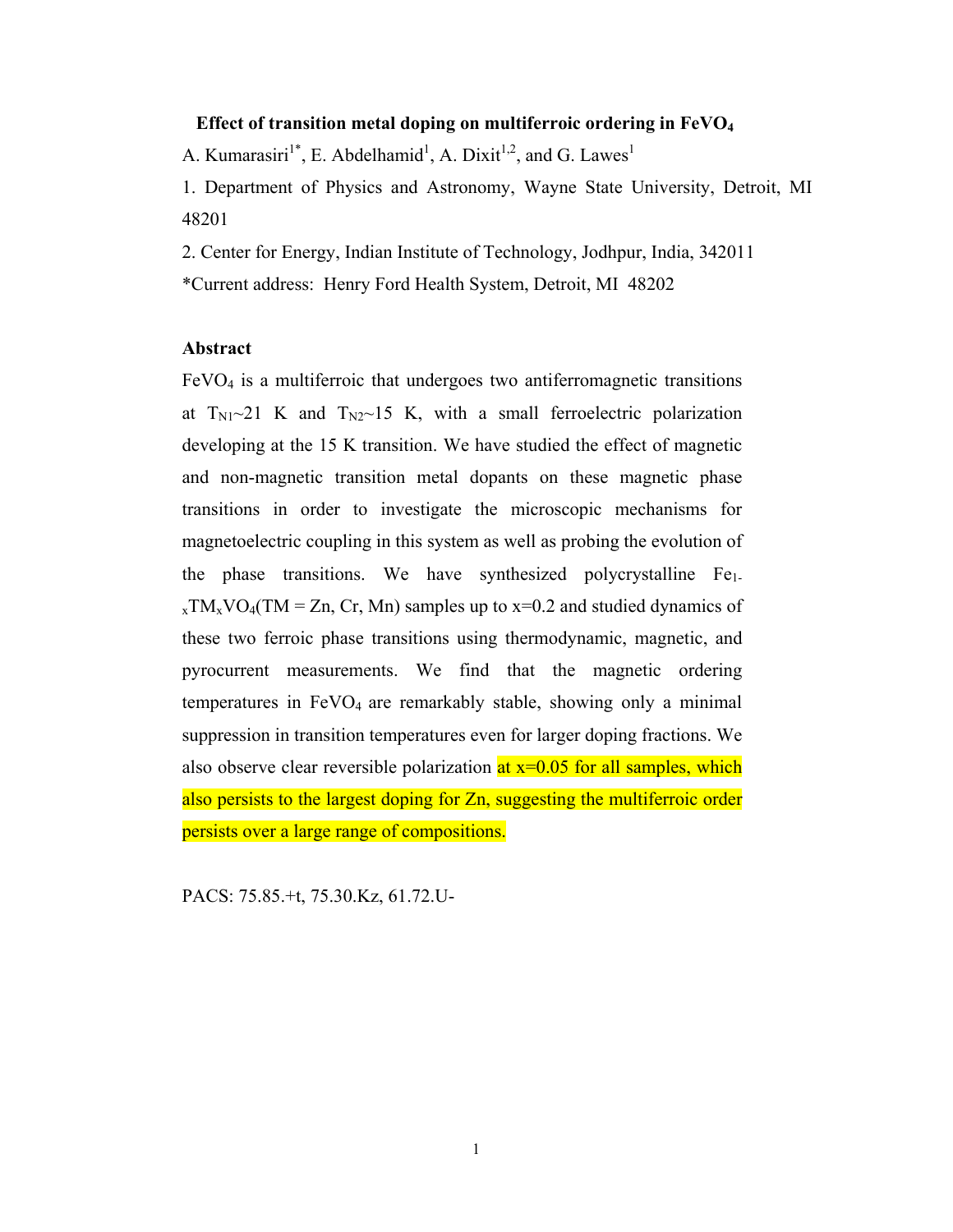**Effect of transition metal doping on multiferroic ordering in $FeVO_4$**

A. Kumarasiri[1*], E. Abdelhamid[1], A. Dixit[1,2], and G. Lawes[1]

1. Department of Physics and Astronomy, Wayne State University, Detroit, MI 48201

2. Center for Energy, Indian Institute of Technology, Jodhpur, India, 342011

*Current address: Henry Ford Health System, Detroit, MI 48202

## Abstract

$FeVO_4$ is a multiferroic that undergoes two antiferromagnetic transitions at $T_{N1}$~21 K and $T_{N2}$~15 K, with a small ferroelectric polarization developing at the 15 K transition. We have studied the effect of magnetic and non-magnetic transition metal dopants on these magnetic phase transitions in order to investigate the microscopic mechanisms for magnetoelectric coupling in this system as well as probing the evolution of the phase transitions. We have synthesized polycrystalline $Fe_{1-x}TM_xVO_4$(TM = Zn, Cr, Mn) samples up to x=0.2 and studied dynamics of these two ferroic phase transitions using thermodynamic, magnetic, and pyrocurrent measurements. We find that the magnetic ordering temperatures in $FeVO_4$ are remarkably stable, showing only a minimal suppression in transition temperatures even for larger doping fractions. We also observe clear reversible polarization at x=0.05 for all samples, which also persists to the largest doping for Zn, suggesting the multiferroic order persists over a large range of compositions.

PACS: 75.85.+t, 75.30.Kz, 61.72.U-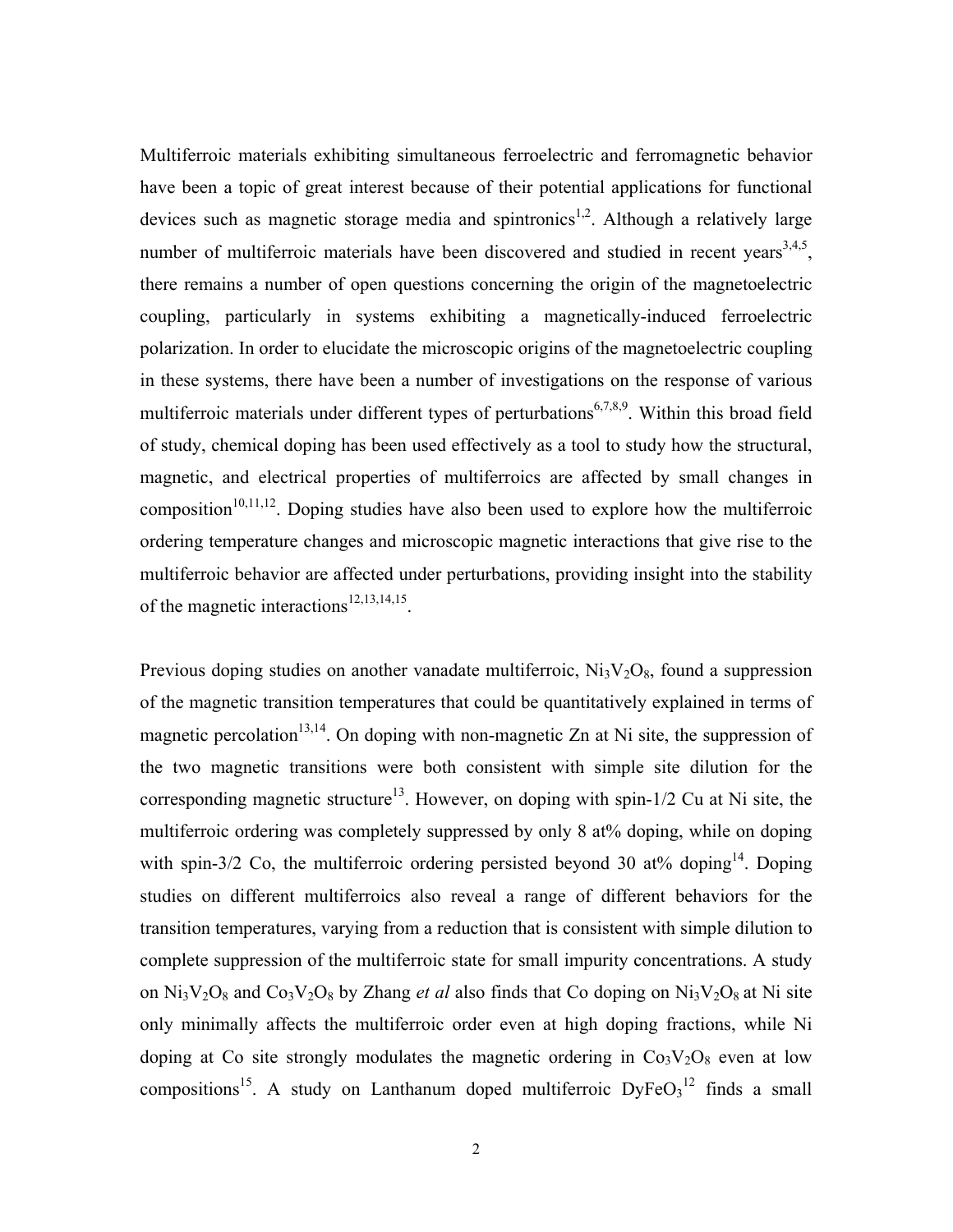Multiferroic materials exhibiting simultaneous ferroelectric and ferromagnetic behavior have been a topic of great interest because of their potential applications for functional devices such as magnetic storage media and spintronics[1,2]. Although a relatively large number of multiferroic materials have been discovered and studied in recent years[3,4,5], there remains a number of open questions concerning the origin of the magnetoelectric coupling, particularly in systems exhibiting a magnetically-induced ferroelectric polarization. In order to elucidate the microscopic origins of the magnetoelectric coupling in these systems, there have been a number of investigations on the response of various multiferroic materials under different types of perturbations[6,7,8,9]. Within this broad field of study, chemical doping has been used effectively as a tool to study how the structural, magnetic, and electrical properties of multiferroics are affected by small changes in composition[10,11,12]. Doping studies have also been used to explore how the multiferroic ordering temperature changes and microscopic magnetic interactions that give rise to the multiferroic behavior are affected under perturbations, providing insight into the stability of the magnetic interactions[12,13,14,15].

Previous doping studies on another vanadate multiferroic, $Ni_3V_2O_8$, found a suppression of the magnetic transition temperatures that could be quantitatively explained in terms of magnetic percolation[13,14]. On doping with non-magnetic Zn at Ni site, the suppression of the two magnetic transitions were both consistent with simple site dilution for the corresponding magnetic structure[13]. However, on doping with spin-1/2 Cu at Ni site, the multiferroic ordering was completely suppressed by only 8 at% doping, while on doping with spin-3/2 Co, the multiferroic ordering persisted beyond 30 at% doping[14]. Doping studies on different multiferroics also reveal a range of different behaviors for the transition temperatures, varying from a reduction that is consistent with simple dilution to complete suppression of the multiferroic state for small impurity concentrations. A study on $Ni_3V_2O_8$ and $Co_3V_2O_8$ by Zhang *et al* also finds that Co doping on $Ni_3V_2O_8$ at Ni site only minimally affects the multiferroic order even at high doping fractions, while Ni doping at Co site strongly modulates the magnetic ordering in $Co_3V_2O_8$ even at low compositions[15]. A study on Lanthanum doped multiferroic $DyFeO_3$[12] finds a small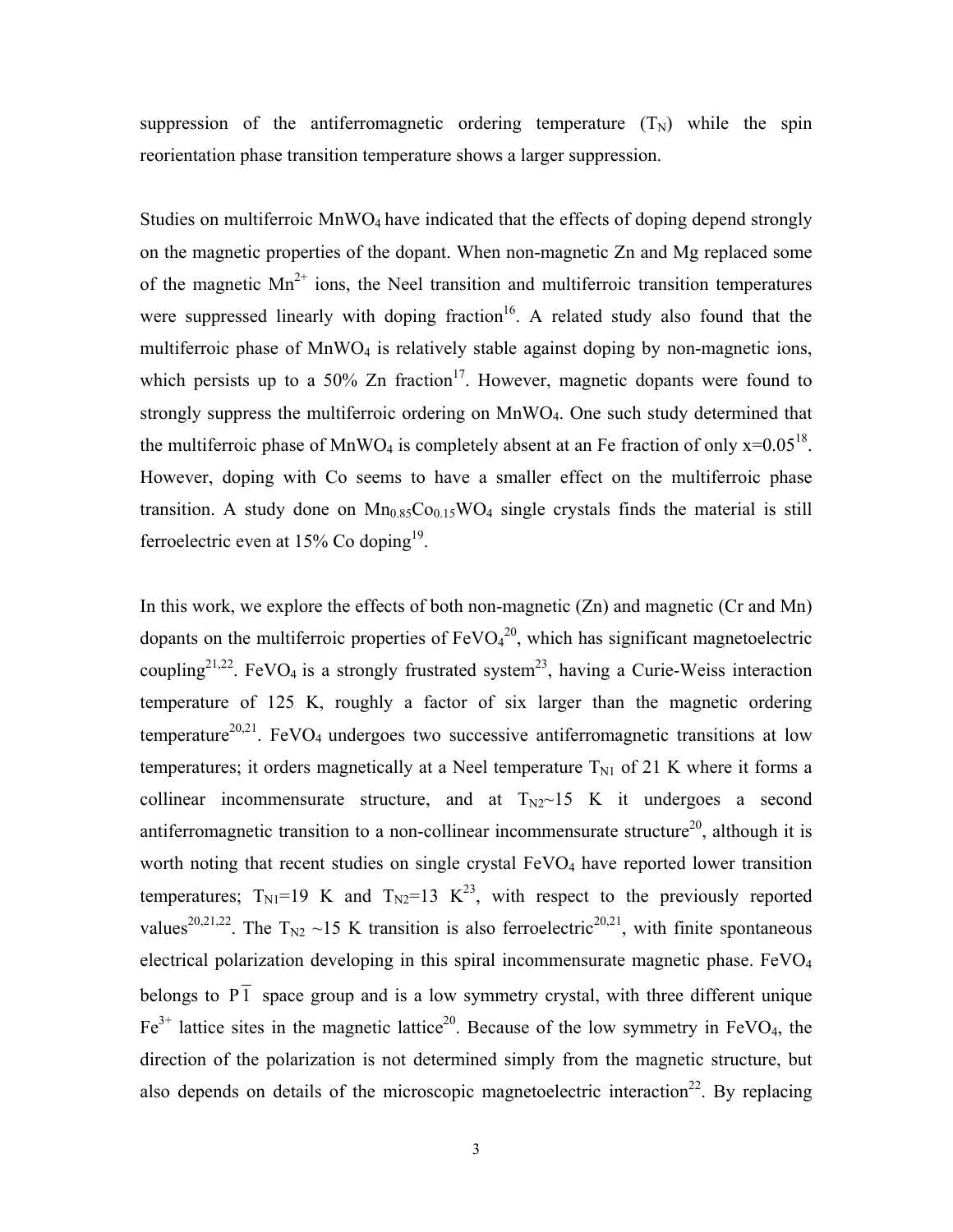suppression of the antiferromagnetic ordering temperature ($T_N$) while the spin reorientation phase transition temperature shows a larger suppression.

Studies on multiferroic $MnWO_4$ have indicated that the effects of doping depend strongly on the magnetic properties of the dopant. When non-magnetic Zn and Mg replaced some of the magnetic $Mn^{2+}$ ions, the Neel transition and multiferroic transition temperatures were suppressed linearly with doping fraction[16]. A related study also found that the multiferroic phase of $MnWO_4$ is relatively stable against doping by non-magnetic ions, which persists up to a 50% Zn fraction[17]. However, magnetic dopants were found to strongly suppress the multiferroic ordering on $MnWO_4$. One such study determined that the multiferroic phase of $MnWO_4$ is completely absent at an Fe fraction of only x=0.05[18]. However, doping with Co seems to have a smaller effect on the multiferroic phase transition. A study done on $Mn_{0.85}Co_{0.15}WO_4$ single crystals finds the material is still ferroelectric even at 15% Co doping[19].

In this work, we explore the effects of both non-magnetic (Zn) and magnetic (Cr and Mn) dopants on the multiferroic properties of $FeVO_4$[20], which has significant magnetoelectric coupling[21,22]. $FeVO_4$ is a strongly frustrated system[23], having a Curie-Weiss interaction temperature of 125 K, roughly a factor of six larger than the magnetic ordering temperature[20,21]. $FeVO_4$ undergoes two successive antiferromagnetic transitions at low temperatures; it orders magnetically at a Neel temperature $T_{N1}$ of 21 K where it forms a collinear incommensurate structure, and at $T_{N2}$~15 K it undergoes a second antiferromagnetic transition to a non-collinear incommensurate structure[20], although it is worth noting that recent studies on single crystal $FeVO_4$ have reported lower transition temperatures; $T_{N1}$=19 K and $T_{N2}$=13 K[23], with respect to the previously reported values[20,21,22]. The $T_{N2}$ ~15 K transition is also ferroelectric[20,21], with finite spontaneous electrical polarization developing in this spiral incommensurate magnetic phase. $FeVO_4$ belongs to $P\overline{1}$ space group and is a low symmetry crystal, with three different unique $Fe^{3+}$ lattice sites in the magnetic lattice[20]. Because of the low symmetry in $FeVO_4$, the direction of the polarization is not determined simply from the magnetic structure, but also depends on details of the microscopic magnetoelectric interaction[22]. By replacing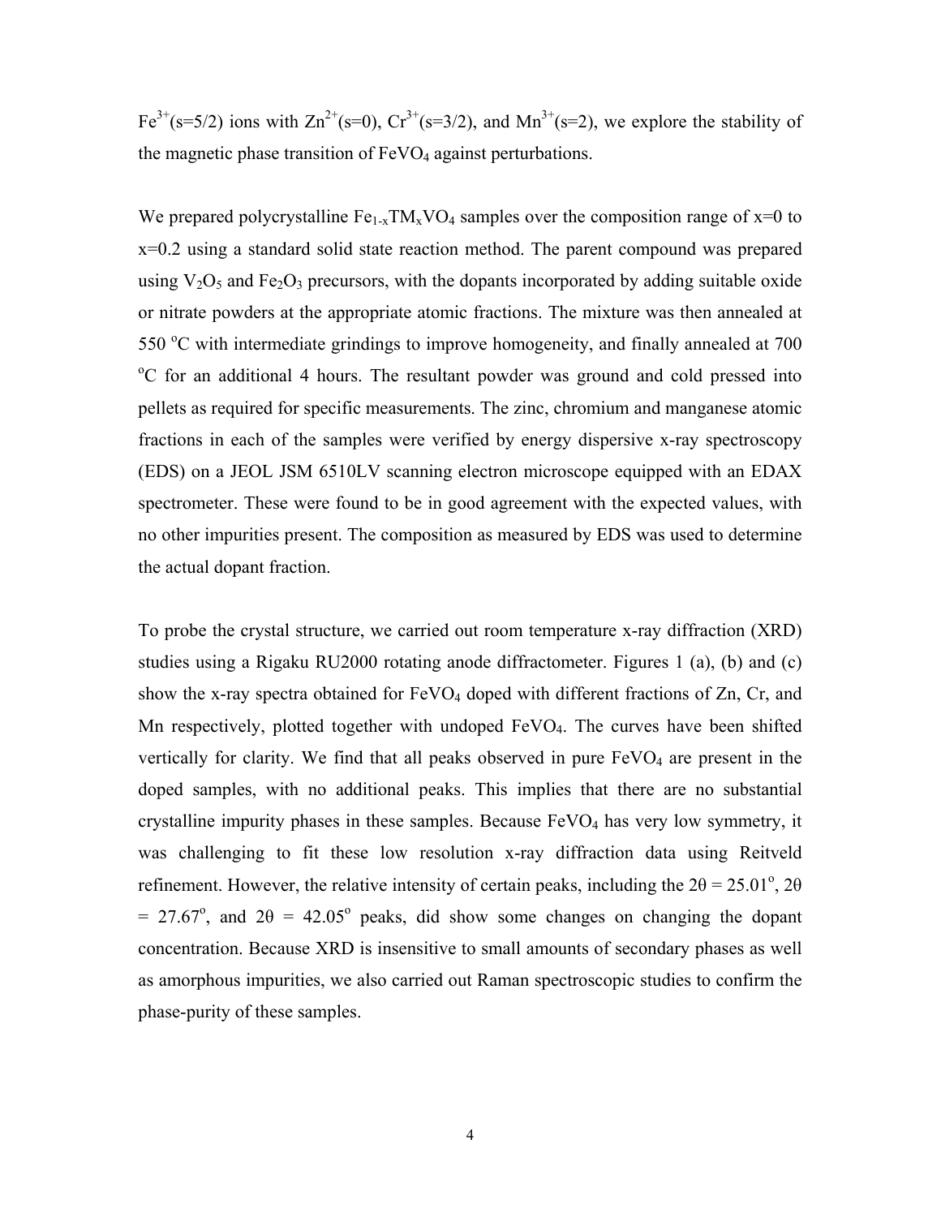$Fe^{3+}$(s=5/2) ions with $Zn^{2+}$(s=0), $Cr^{3+}$(s=3/2), and $Mn^{3+}$(s=2), we explore the stability of the magnetic phase transition of $FeVO_4$ against perturbations.

We prepared polycrystalline $Fe_{1-x}TM_xVO_4$ samples over the composition range of x=0 to x=0.2 using a standard solid state reaction method. The parent compound was prepared using $V_2O_5$ and $Fe_2O_3$ precursors, with the dopants incorporated by adding suitable oxide or nitrate powders at the appropriate atomic fractions. The mixture was then annealed at 550 $^oC$ with intermediate grindings to improve homogeneity, and finally annealed at 700 $^oC$ for an additional 4 hours. The resultant powder was ground and cold pressed into pellets as required for specific measurements. The zinc, chromium and manganese atomic fractions in each of the samples were verified by energy dispersive x-ray spectroscopy (EDS) on a JEOL JSM 6510LV scanning electron microscope equipped with an EDAX spectrometer. These were found to be in good agreement with the expected values, with no other impurities present. The composition as measured by EDS was used to determine the actual dopant fraction.

To probe the crystal structure, we carried out room temperature x-ray diffraction (XRD) studies using a Rigaku RU2000 rotating anode diffractometer. Figures 1 (a), (b) and (c) show the x-ray spectra obtained for $FeVO_4$ doped with different fractions of Zn, Cr, and Mn respectively, plotted together with undoped $FeVO_4$. The curves have been shifted vertically for clarity. We find that all peaks observed in pure $FeVO_4$ are present in the doped samples, with no additional peaks. This implies that there are no substantial crystalline impurity phases in these samples. Because $FeVO_4$ has very low symmetry, it was challenging to fit these low resolution x-ray diffraction data using Reitveld refinement. However, the relative intensity of certain peaks, including the $2\theta = 25.01^o$, $2\theta = 27.67^o$, and $2\theta = 42.05^o$ peaks, did show some changes on changing the dopant concentration. Because XRD is insensitive to small amounts of secondary phases as well as amorphous impurities, we also carried out Raman spectroscopic studies to confirm the phase-purity of these samples.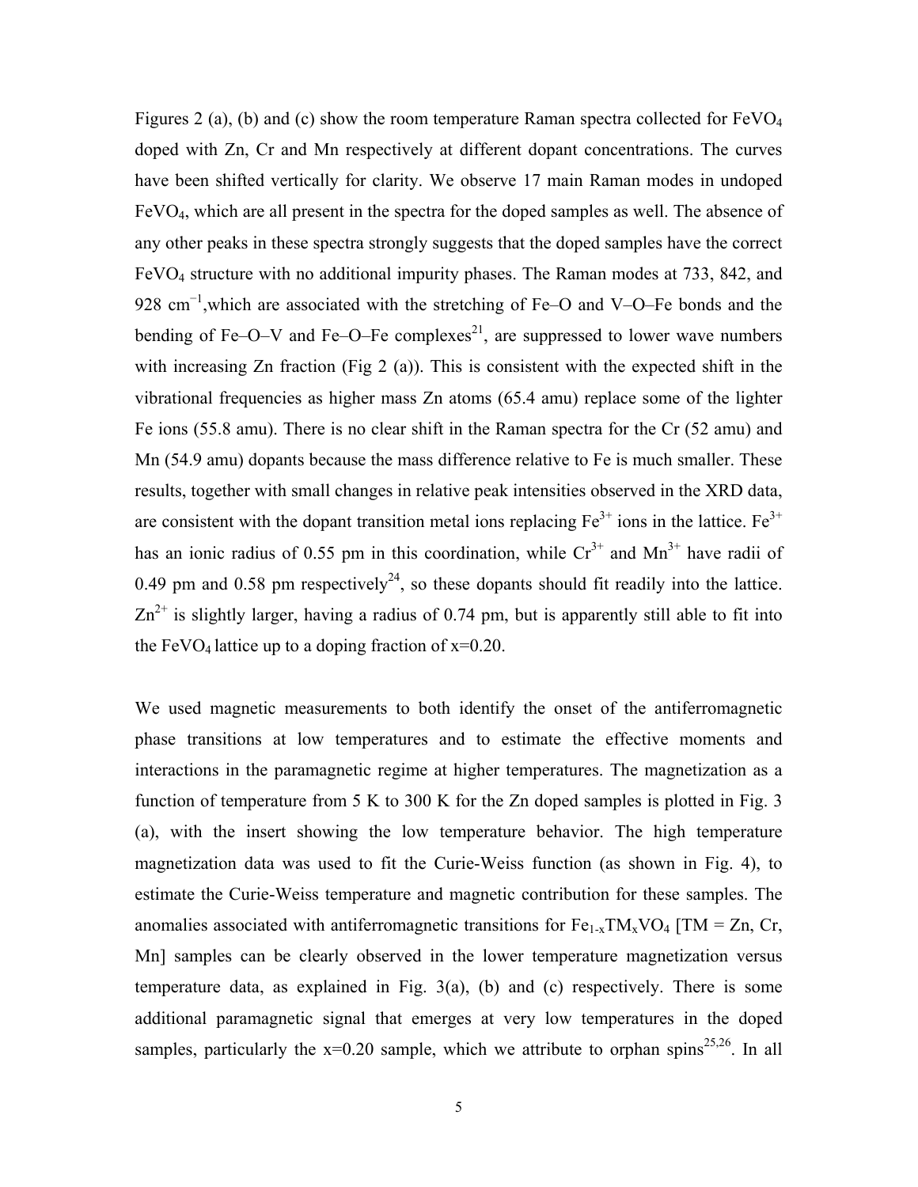Figures 2 (a), (b) and (c) show the room temperature Raman spectra collected for $FeVO_4$ doped with Zn, Cr and Mn respectively at different dopant concentrations. The curves have been shifted vertically for clarity. We observe 17 main Raman modes in undoped $FeVO_4$, which are all present in the spectra for the doped samples as well. The absence of any other peaks in these spectra strongly suggests that the doped samples have the correct $FeVO_4$ structure with no additional impurity phases. The Raman modes at 733, 842, and 928 $cm^{-1}$,which are associated with the stretching of Fe–O and V–O–Fe bonds and the bending of Fe–O–V and Fe–O–Fe complexes[21], are suppressed to lower wave numbers with increasing Zn fraction (Fig 2 (a)). This is consistent with the expected shift in the vibrational frequencies as higher mass Zn atoms (65.4 amu) replace some of the lighter Fe ions (55.8 amu). There is no clear shift in the Raman spectra for the Cr (52 amu) and Mn (54.9 amu) dopants because the mass difference relative to Fe is much smaller. These results, together with small changes in relative peak intensities observed in the XRD data, are consistent with the dopant transition metal ions replacing $Fe^{3+}$ ions in the lattice. $Fe^{3+}$ has an ionic radius of 0.55 pm in this coordination, while $Cr^{3+}$ and $Mn^{3+}$ have radii of 0.49 pm and 0.58 pm respectively[24], so these dopants should fit readily into the lattice. $Zn^{2+}$ is slightly larger, having a radius of 0.74 pm, but is apparently still able to fit into the $FeVO_4$ lattice up to a doping fraction of x=0.20.

We used magnetic measurements to both identify the onset of the antiferromagnetic phase transitions at low temperatures and to estimate the effective moments and interactions in the paramagnetic regime at higher temperatures. The magnetization as a function of temperature from 5 K to 300 K for the Zn doped samples is plotted in Fig. 3 (a), with the insert showing the low temperature behavior. The high temperature magnetization data was used to fit the Curie-Weiss function (as shown in Fig. 4), to estimate the Curie-Weiss temperature and magnetic contribution for these samples. The anomalies associated with antiferromagnetic transitions for $Fe_{1-x}TM_xVO_4$ [TM = Zn, Cr, Mn] samples can be clearly observed in the lower temperature magnetization versus temperature data, as explained in Fig. 3(a), (b) and (c) respectively. There is some additional paramagnetic signal that emerges at very low temperatures in the doped samples, particularly the x=0.20 sample, which we attribute to orphan spins[25,26]. In all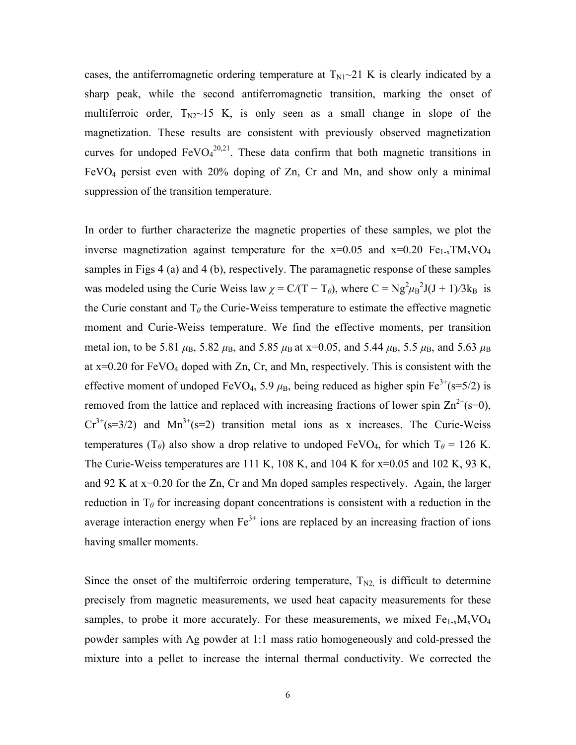cases, the antiferromagnetic ordering temperature at $T_{N1}$~21 K is clearly indicated by a sharp peak, while the second antiferromagnetic transition, marking the onset of multiferroic order, $T_{N2}$~15 K, is only seen as a small change in slope of the magnetization. These results are consistent with previously observed magnetization curves for undoped $FeVO_4$[20,21]. These data confirm that both magnetic transitions in $FeVO_4$ persist even with 20% doping of Zn, Cr and Mn, and show only a minimal suppression of the transition temperature.

In order to further characterize the magnetic properties of these samples, we plot the inverse magnetization against temperature for the x=0.05 and x=0.20 $Fe_{1-x}TM_xVO_4$ samples in Figs 4 (a) and 4 (b), respectively. The paramagnetic response of these samples was modeled using the Curie Weiss law $\chi = C/(T - T_\theta)$, where $C = Ng^2\mu_B^2J(J + 1)/3k_B$ is the Curie constant and $T_\theta$ the Curie-Weiss temperature to estimate the effective magnetic moment and Curie-Weiss temperature. We find the effective moments, per transition metal ion, to be 5.81 $\mu_B$, 5.82 $\mu_B$, and 5.85 $\mu_B$ at x=0.05, and 5.44 $\mu_B$, 5.5 $\mu_B$, and 5.63 $\mu_B$ at x=0.20 for $FeVO_4$ doped with Zn, Cr, and Mn, respectively. This is consistent with the effective moment of undoped $FeVO_4$, 5.9 $\mu_B$, being reduced as higher spin $Fe^{3+}$(s=5/2) is removed from the lattice and replaced with increasing fractions of lower spin $Zn^{2+}$(s=0), $Cr^{3+}$(s=3/2) and $Mn^{3+}$(s=2) transition metal ions as x increases. The Curie-Weiss temperatures ($T_\theta$) also show a drop relative to undoped $FeVO_4$, for which $T_\theta$ = 126 K. The Curie-Weiss temperatures are 111 K, 108 K, and 104 K for x=0.05 and 102 K, 93 K, and 92 K at x=0.20 for the Zn, Cr and Mn doped samples respectively. Again, the larger reduction in $T_\theta$ for increasing dopant concentrations is consistent with a reduction in the average interaction energy when $Fe^{3+}$ ions are replaced by an increasing fraction of ions having smaller moments.

Since the onset of the multiferroic ordering temperature, $T_{N2,}$ is difficult to determine precisely from magnetic measurements, we used heat capacity measurements for these samples, to probe it more accurately. For these measurements, we mixed $Fe_{1-x}M_xVO_4$ powder samples with Ag powder at 1:1 mass ratio homogeneously and cold-pressed the mixture into a pellet to increase the internal thermal conductivity. We corrected the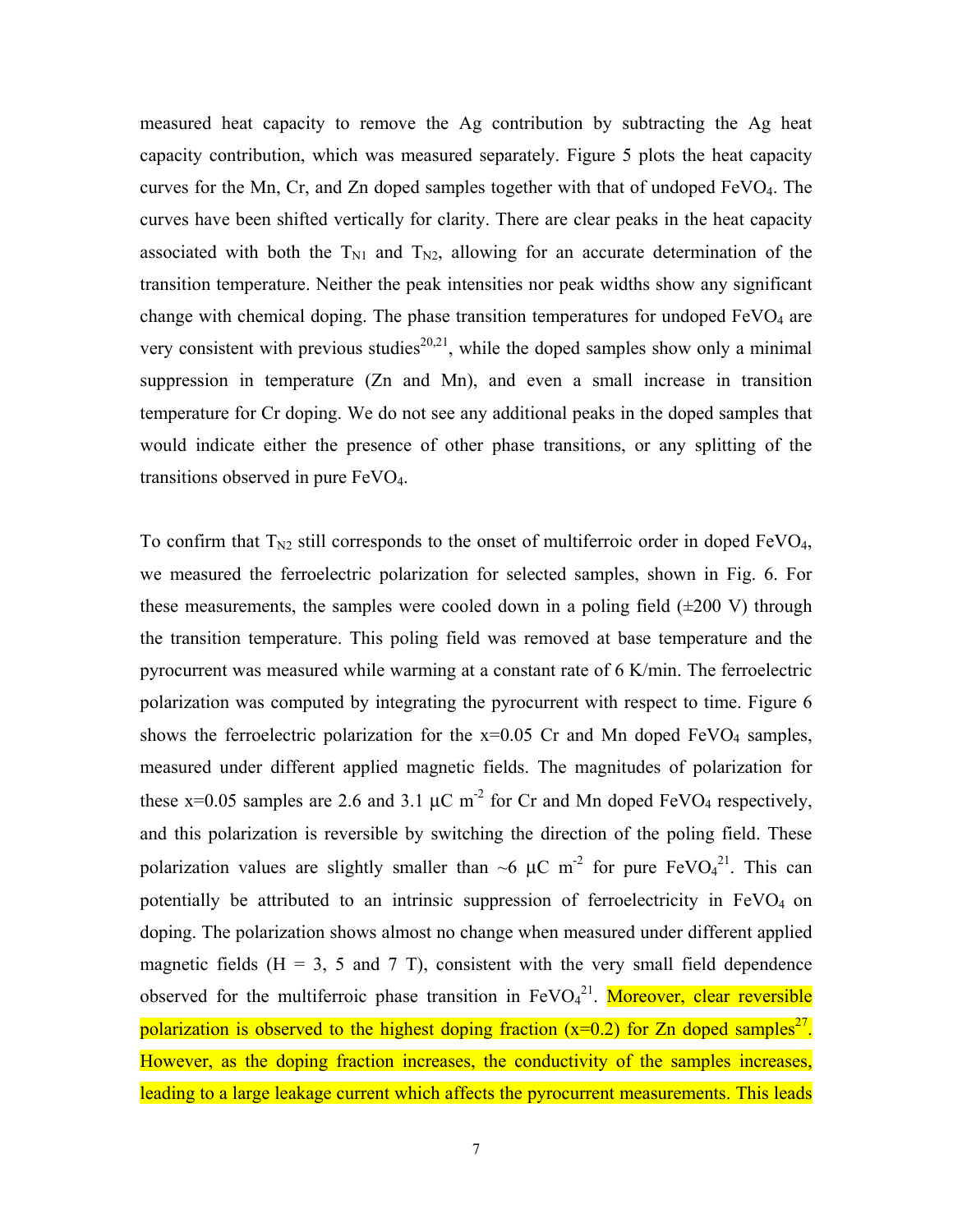measured heat capacity to remove the Ag contribution by subtracting the Ag heat capacity contribution, which was measured separately. Figure 5 plots the heat capacity curves for the Mn, Cr, and Zn doped samples together with that of undoped $FeVO_4$. The curves have been shifted vertically for clarity. There are clear peaks in the heat capacity associated with both the $T_{N1}$ and $T_{N2}$, allowing for an accurate determination of the transition temperature. Neither the peak intensities nor peak widths show any significant change with chemical doping. The phase transition temperatures for undoped $FeVO_4$ are very consistent with previous studies[20,21], while the doped samples show only a minimal suppression in temperature (Zn and Mn), and even a small increase in transition temperature for Cr doping. We do not see any additional peaks in the doped samples that would indicate either the presence of other phase transitions, or any splitting of the transitions observed in pure $FeVO_4$.

To confirm that $T_{N2}$ still corresponds to the onset of multiferroic order in doped $FeVO_4$, we measured the ferroelectric polarization for selected samples, shown in Fig. 6. For these measurements, the samples were cooled down in a poling field (±200 V) through the transition temperature. This poling field was removed at base temperature and the pyrocurrent was measured while warming at a constant rate of 6 K/min. The ferroelectric polarization was computed by integrating the pyrocurrent with respect to time. Figure 6 shows the ferroelectric polarization for the x=0.05 Cr and Mn doped $FeVO_4$ samples, measured under different applied magnetic fields. The magnitudes of polarization for these x=0.05 samples are 2.6 and 3.1 $\mu C\ m^{-2}$ for Cr and Mn doped $FeVO_4$ respectively, and this polarization is reversible by switching the direction of the poling field. These polarization values are slightly smaller than ~6 $\mu C\ m^{-2}$ for pure $FeVO_4$[21]. This can potentially be attributed to an intrinsic suppression of ferroelectricity in $FeVO_4$ on doping. The polarization shows almost no change when measured under different applied magnetic fields (H = 3, 5 and 7 T), consistent with the very small field dependence observed for the multiferroic phase transition in $FeVO_4$[21]. Moreover, clear reversible polarization is observed to the highest doping fraction (x=0.2) for Zn doped samples[27]. However, as the doping fraction increases, the conductivity of the samples increases, leading to a large leakage current which affects the pyrocurrent measurements. This leads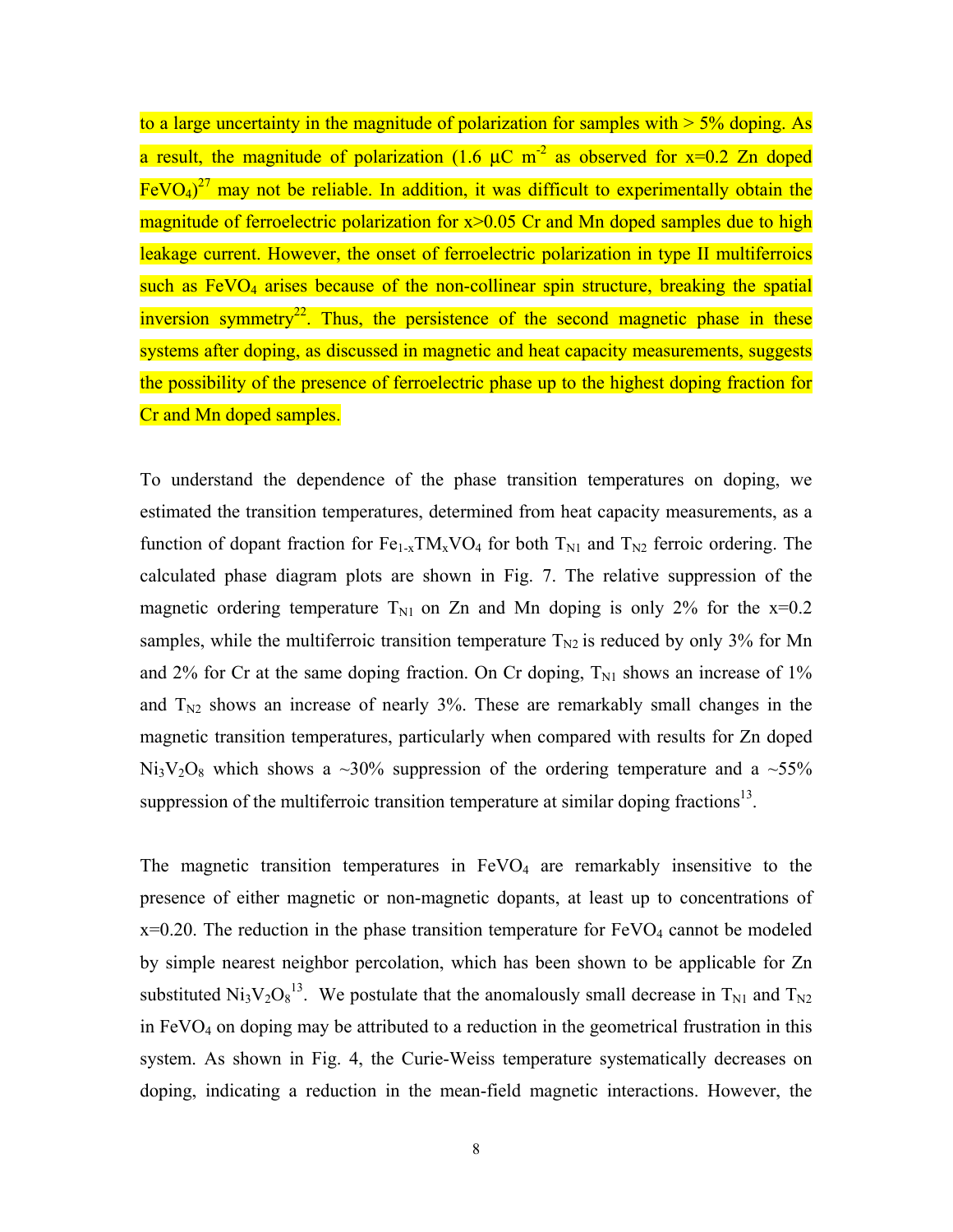to a large uncertainty in the magnitude of polarization for samples with > 5% doping. As a result, the magnitude of polarization (1.6 μC $m^{-2}$ as observed for x=0.2 Zn doped $FeVO_4$)[27] may not be reliable. In addition, it was difficult to experimentally obtain the magnitude of ferroelectric polarization for x>0.05 Cr and Mn doped samples due to high leakage current. However, the onset of ferroelectric polarization in type II multiferroics such as $FeVO_4$ arises because of the non-collinear spin structure, breaking the spatial inversion symmetry[22]. Thus, the persistence of the second magnetic phase in these systems after doping, as discussed in magnetic and heat capacity measurements, suggests the possibility of the presence of ferroelectric phase up to the highest doping fraction for Cr and Mn doped samples.

To understand the dependence of the phase transition temperatures on doping, we estimated the transition temperatures, determined from heat capacity measurements, as a function of dopant fraction for $Fe_{1-x}TM_xVO_4$ for both $T_{N1}$ and $T_{N2}$ ferroic ordering. The calculated phase diagram plots are shown in Fig. 7. The relative suppression of the magnetic ordering temperature $T_{N1}$ on Zn and Mn doping is only 2% for the x=0.2 samples, while the multiferroic transition temperature $T_{N2}$ is reduced by only 3% for Mn and 2% for Cr at the same doping fraction. On Cr doping, $T_{N1}$ shows an increase of 1% and $T_{N2}$ shows an increase of nearly 3%. These are remarkably small changes in the magnetic transition temperatures, particularly when compared with results for Zn doped $Ni_3V_2O_8$ which shows a ~30% suppression of the ordering temperature and a ~55% suppression of the multiferroic transition temperature at similar doping fractions[13].

The magnetic transition temperatures in $FeVO_4$ are remarkably insensitive to the presence of either magnetic or non-magnetic dopants, at least up to concentrations of x=0.20. The reduction in the phase transition temperature for $FeVO_4$ cannot be modeled by simple nearest neighbor percolation, which has been shown to be applicable for Zn substituted $Ni_3V_2O_8$[13]. We postulate that the anomalously small decrease in $T_{N1}$ and $T_{N2}$ in $FeVO_4$ on doping may be attributed to a reduction in the geometrical frustration in this system. As shown in Fig. 4, the Curie-Weiss temperature systematically decreases on doping, indicating a reduction in the mean-field magnetic interactions. However, the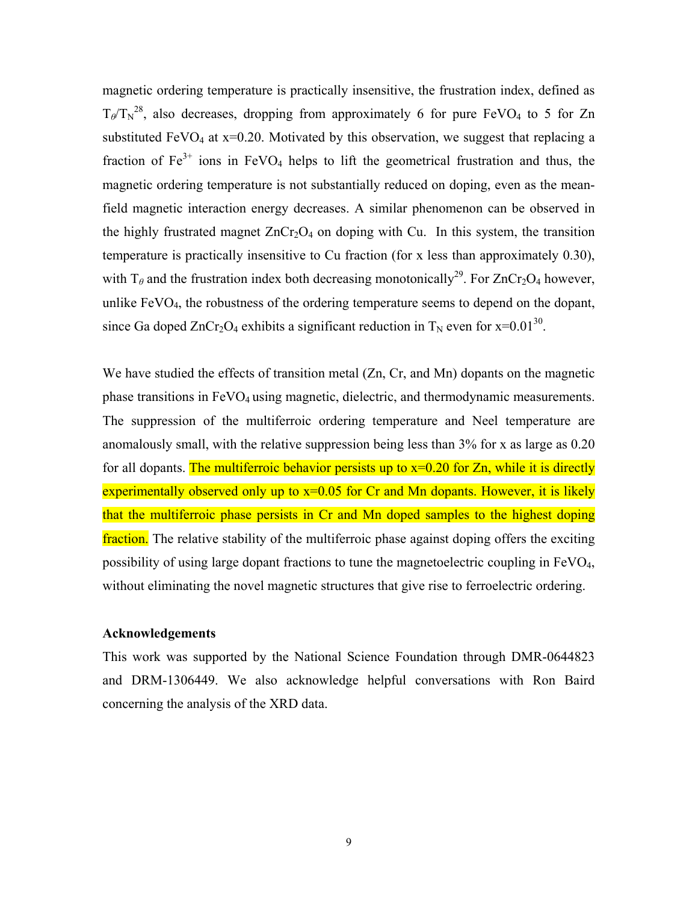magnetic ordering temperature is practically insensitive, the frustration index, defined as $T_\theta/T_N$[28], also decreases, dropping from approximately 6 for pure $FeVO_4$ to 5 for Zn substituted $FeVO_4$ at x=0.20. Motivated by this observation, we suggest that replacing a fraction of $Fe^{3+}$ ions in $FeVO_4$ helps to lift the geometrical frustration and thus, the magnetic ordering temperature is not substantially reduced on doping, even as the mean-field magnetic interaction energy decreases. A similar phenomenon can be observed in the highly frustrated magnet $ZnCr_2O_4$ on doping with Cu. In this system, the transition temperature is practically insensitive to Cu fraction (for x less than approximately 0.30), with $T_\theta$ and the frustration index both decreasing monotonically[29]. For $ZnCr_2O_4$ however, unlike $FeVO_4$, the robustness of the ordering temperature seems to depend on the dopant, since Ga doped $ZnCr_2O_4$ exhibits a significant reduction in $T_N$ even for x=0.01[30].

We have studied the effects of transition metal (Zn, Cr, and Mn) dopants on the magnetic phase transitions in $FeVO_4$ using magnetic, dielectric, and thermodynamic measurements. The suppression of the multiferroic ordering temperature and Neel temperature are anomalously small, with the relative suppression being less than 3% for x as large as 0.20 for all dopants. The multiferroic behavior persists up to x=0.20 for Zn, while it is directly experimentally observed only up to x=0.05 for Cr and Mn dopants. However, it is likely that the multiferroic phase persists in Cr and Mn doped samples to the highest doping fraction. The relative stability of the multiferroic phase against doping offers the exciting possibility of using large dopant fractions to tune the magnetoelectric coupling in $FeVO_4$, without eliminating the novel magnetic structures that give rise to ferroelectric ordering.

**Acknowledgements**

This work was supported by the National Science Foundation through DMR-0644823 and DRM-1306449. We also acknowledge helpful conversations with Ron Baird concerning the analysis of the XRD data.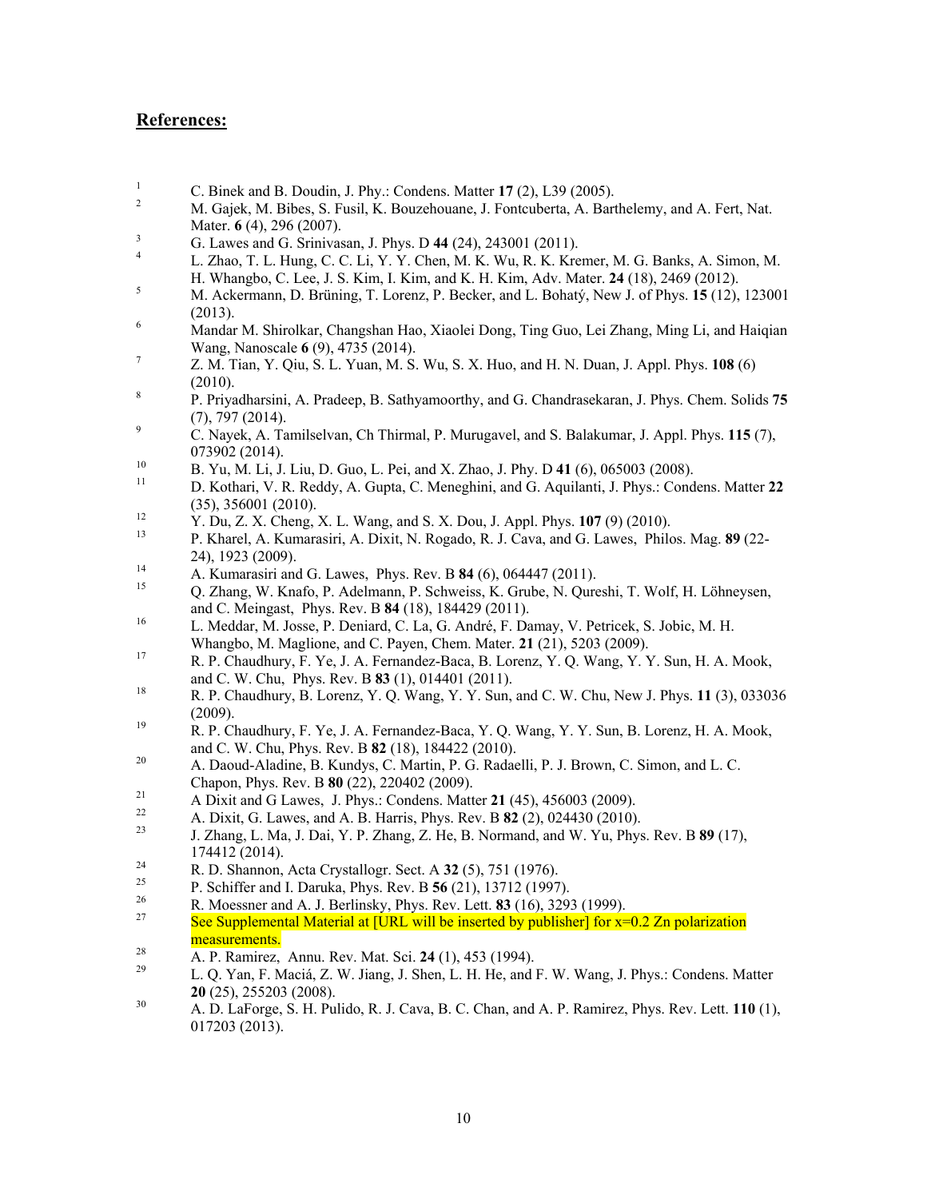## References:

1. C. Binek and B. Doudin, J. Phy.: Condens. Matter **17** (2), L39 (2005).
2. M. Gajek, M. Bibes, S. Fusil, K. Bouzehouane, J. Fontcuberta, A. Barthelemy, and A. Fert, Nat. Mater. **6** (4), 296 (2007).
3. G. Lawes and G. Srinivasan, J. Phys. D **44** (24), 243001 (2011).
4. L. Zhao, T. L. Hung, C. C. Li, Y. Y. Chen, M. K. Wu, R. K. Kremer, M. G. Banks, A. Simon, M. H. Whangbo, C. Lee, J. S. Kim, I. Kim, and K. H. Kim, Adv. Mater. **24** (18), 2469 (2012).
5. M. Ackermann, D. Brüning, T. Lorenz, P. Becker, and L. Bohatý, New J. of Phys. **15** (12), 123001 (2013).
6. Mandar M. Shirolkar, Changshan Hao, Xiaolei Dong, Ting Guo, Lei Zhang, Ming Li, and Haiqian Wang, Nanoscale **6** (9), 4735 (2014).
7. Z. M. Tian, Y. Qiu, S. L. Yuan, M. S. Wu, S. X. Huo, and H. N. Duan, J. Appl. Phys. **108** (6) (2010).
8. P. Priyadharsini, A. Pradeep, B. Sathyamoorthy, and G. Chandrasekaran, J. Phys. Chem. Solids **75** (7), 797 (2014).
9. C. Nayek, A. Tamilselvan, Ch Thirmal, P. Murugavel, and S. Balakumar, J. Appl. Phys. **115** (7), 073902 (2014).
10. B. Yu, M. Li, J. Liu, D. Guo, L. Pei, and X. Zhao, J. Phy. D **41** (6), 065003 (2008).
11. D. Kothari, V. R. Reddy, A. Gupta, C. Meneghini, and G. Aquilanti, J. Phys.: Condens. Matter **22** (35), 356001 (2010).
12. Y. Du, Z. X. Cheng, X. L. Wang, and S. X. Dou, J. Appl. Phys. **107** (9) (2010).
13. P. Kharel, A. Kumarasiri, A. Dixit, N. Rogado, R. J. Cava, and G. Lawes, Philos. Mag. **89** (22-24), 1923 (2009).
14. A. Kumarasiri and G. Lawes, Phys. Rev. B **84** (6), 064447 (2011).
15. Q. Zhang, W. Knafo, P. Adelmann, P. Schweiss, K. Grube, N. Qureshi, T. Wolf, H. Löhneysen, and C. Meingast, Phys. Rev. B **84** (18), 184429 (2011).
16. L. Meddar, M. Josse, P. Deniard, C. La, G. André, F. Damay, V. Petricek, S. Jobic, M. H. Whangbo, M. Maglione, and C. Payen, Chem. Mater. **21** (21), 5203 (2009).
17. R. P. Chaudhury, F. Ye, J. A. Fernandez-Baca, B. Lorenz, Y. Q. Wang, Y. Y. Sun, H. A. Mook, and C. W. Chu, Phys. Rev. B **83** (1), 014401 (2011).
18. R. P. Chaudhury, B. Lorenz, Y. Q. Wang, Y. Y. Sun, and C. W. Chu, New J. Phys. **11** (3), 033036 (2009).
19. R. P. Chaudhury, F. Ye, J. A. Fernandez-Baca, Y. Q. Wang, Y. Y. Sun, B. Lorenz, H. A. Mook, and C. W. Chu, Phys. Rev. B **82** (18), 184422 (2010).
20. A. Daoud-Aladine, B. Kundys, C. Martin, P. G. Radaelli, P. J. Brown, C. Simon, and L. C. Chapon, Phys. Rev. B **80** (22), 220402 (2009).
21. A Dixit and G Lawes, J. Phys.: Condens. Matter **21** (45), 456003 (2009).
22. A. Dixit, G. Lawes, and A. B. Harris, Phys. Rev. B **82** (2), 024430 (2010).
23. J. Zhang, L. Ma, J. Dai, Y. P. Zhang, Z. He, B. Normand, and W. Yu, Phys. Rev. B **89** (17), 174412 (2014).
24. R. D. Shannon, Acta Crystallogr. Sect. A **32** (5), 751 (1976).
25. P. Schiffer and I. Daruka, Phys. Rev. B **56** (21), 13712 (1997).
26. R. Moessner and A. J. Berlinsky, Phys. Rev. Lett. **83** (16), 3293 (1999).
27. See Supplemental Material at [URL will be inserted by publisher] for x=0.2 Zn polarization measurements.
28. A. P. Ramirez, Annu. Rev. Mat. Sci. **24** (1), 453 (1994).
29. L. Q. Yan, F. Maciá, Z. W. Jiang, J. Shen, L. H. He, and F. W. Wang, J. Phys.: Condens. Matter **20** (25), 255203 (2008).
30. A. D. LaForge, S. H. Pulido, R. J. Cava, B. C. Chan, and A. P. Ramirez, Phys. Rev. Lett. **110** (1), 017203 (2013).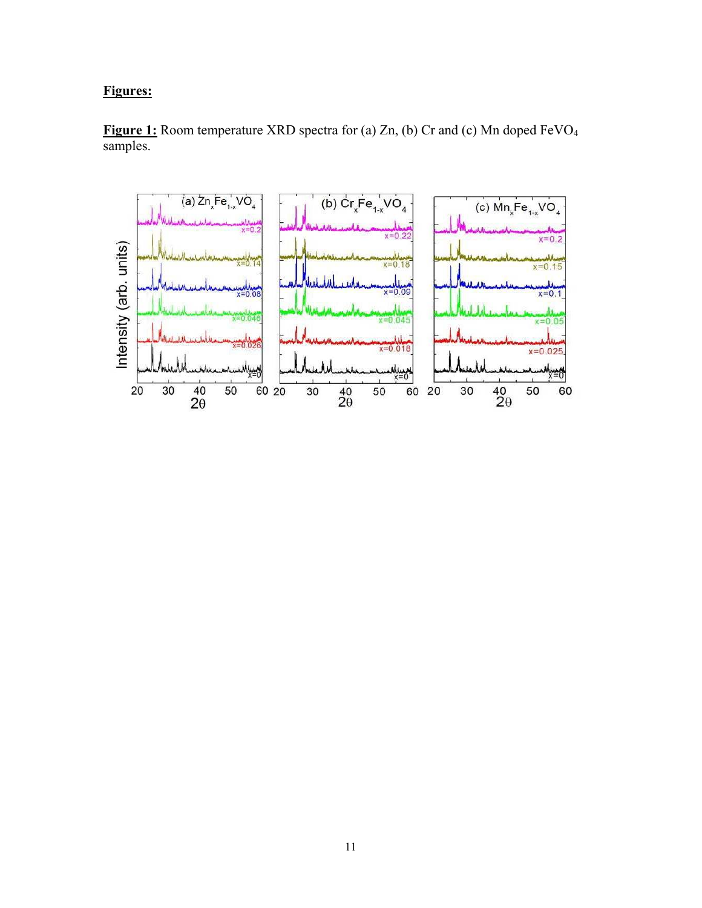**Figures:**

**Figure 1:** Room temperature XRD spectra for (a) Zn, (b) Cr and (c) Mn doped $FeVO_4$ samples.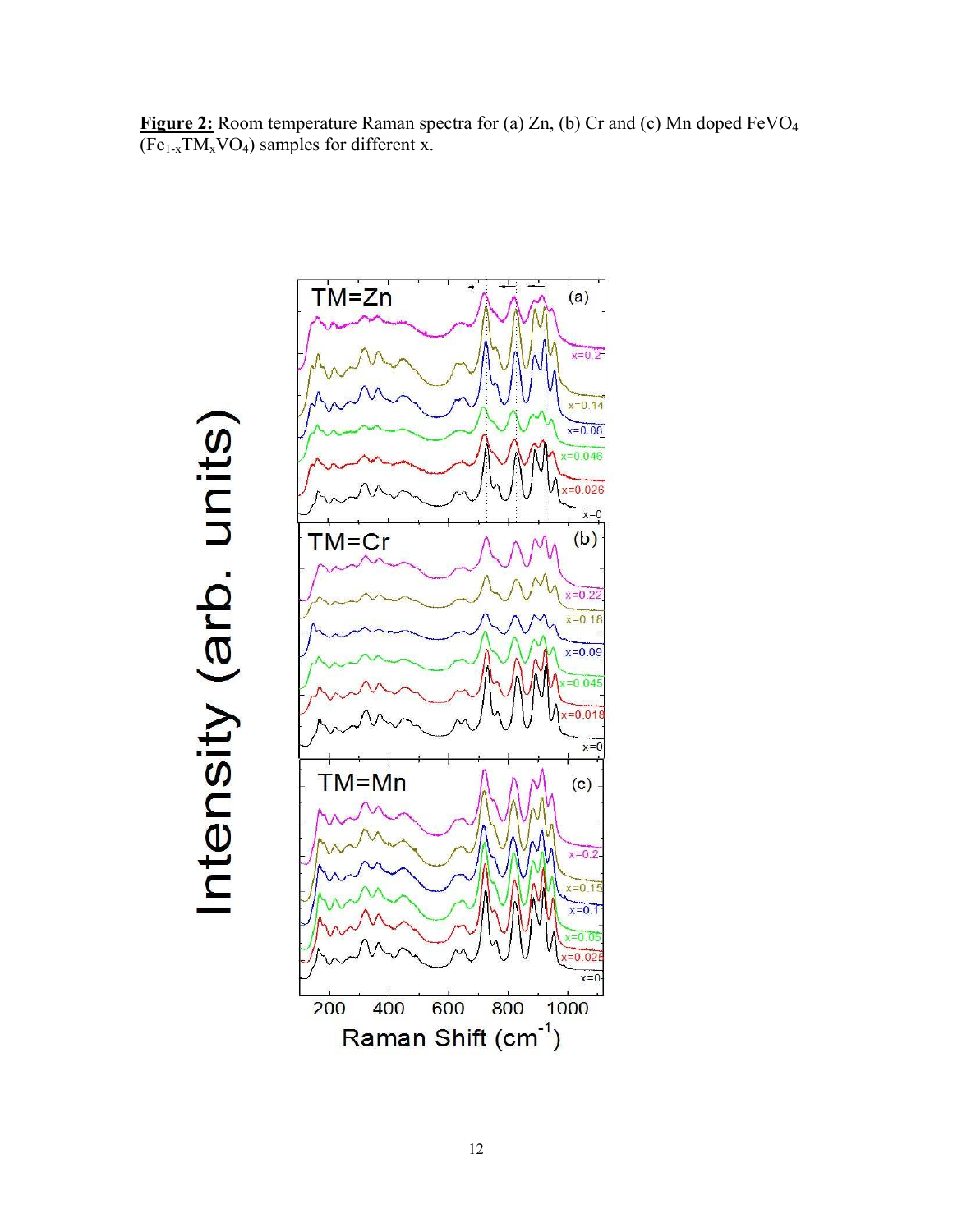**Figure 2:** Room temperature Raman spectra for (a) Zn, (b) Cr and (c) Mn doped $FeVO_4$ ($Fe_{1-x}TM_xVO_4$) samples for different x.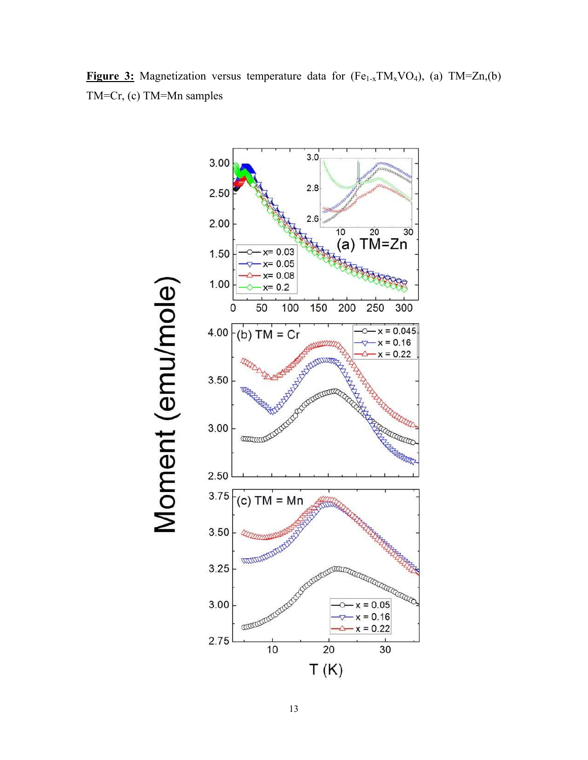**Figure 3:** Magnetization versus temperature data for ($Fe_{1-x}TM_xVO_4$), (a) TM=Zn,(b) TM=Cr, (c) TM=Mn samples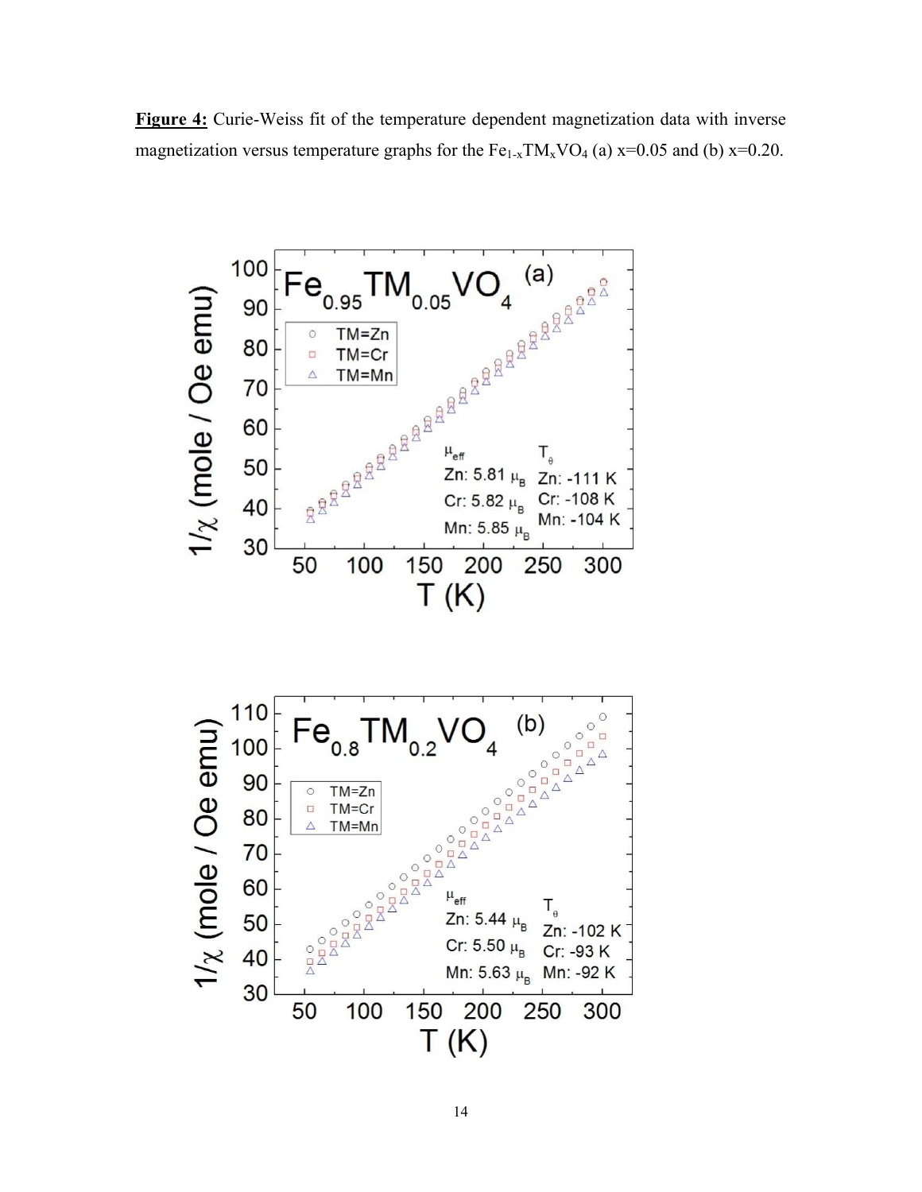**Figure 4:** Curie-Weiss fit of the temperature dependent magnetization data with inverse magnetization versus temperature graphs for the $Fe_{1-x}TM_xVO_4$ (a) x=0.05 and (b) x=0.20.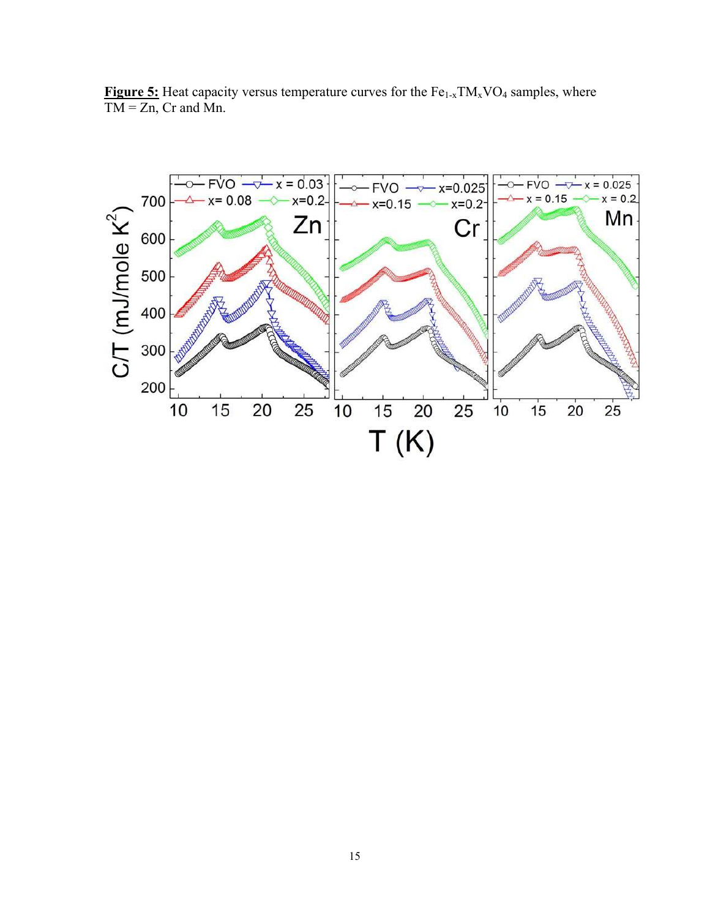**Figure 5:** Heat capacity versus temperature curves for the $Fe_{1-x}TM_xVO_4$ samples, where TM = Zn, Cr and Mn.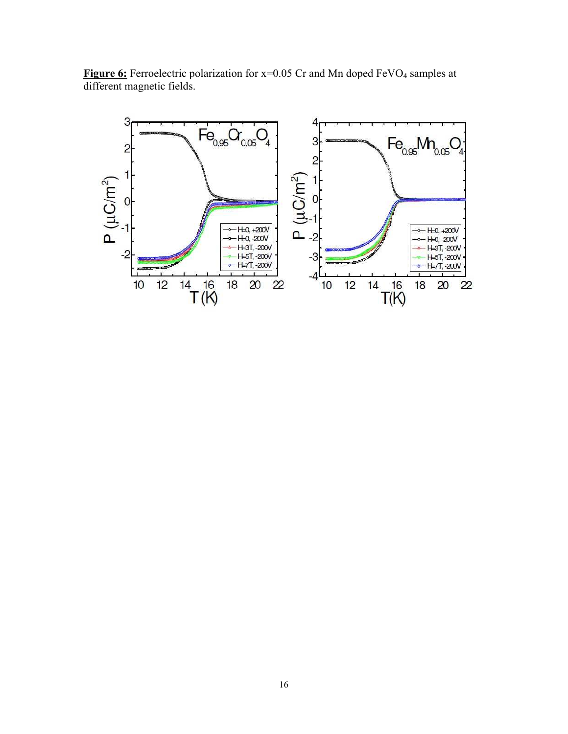**Figure 6:** Ferroelectric polarization for x=0.05 Cr and Mn doped $FeVO_4$ samples at different magnetic fields.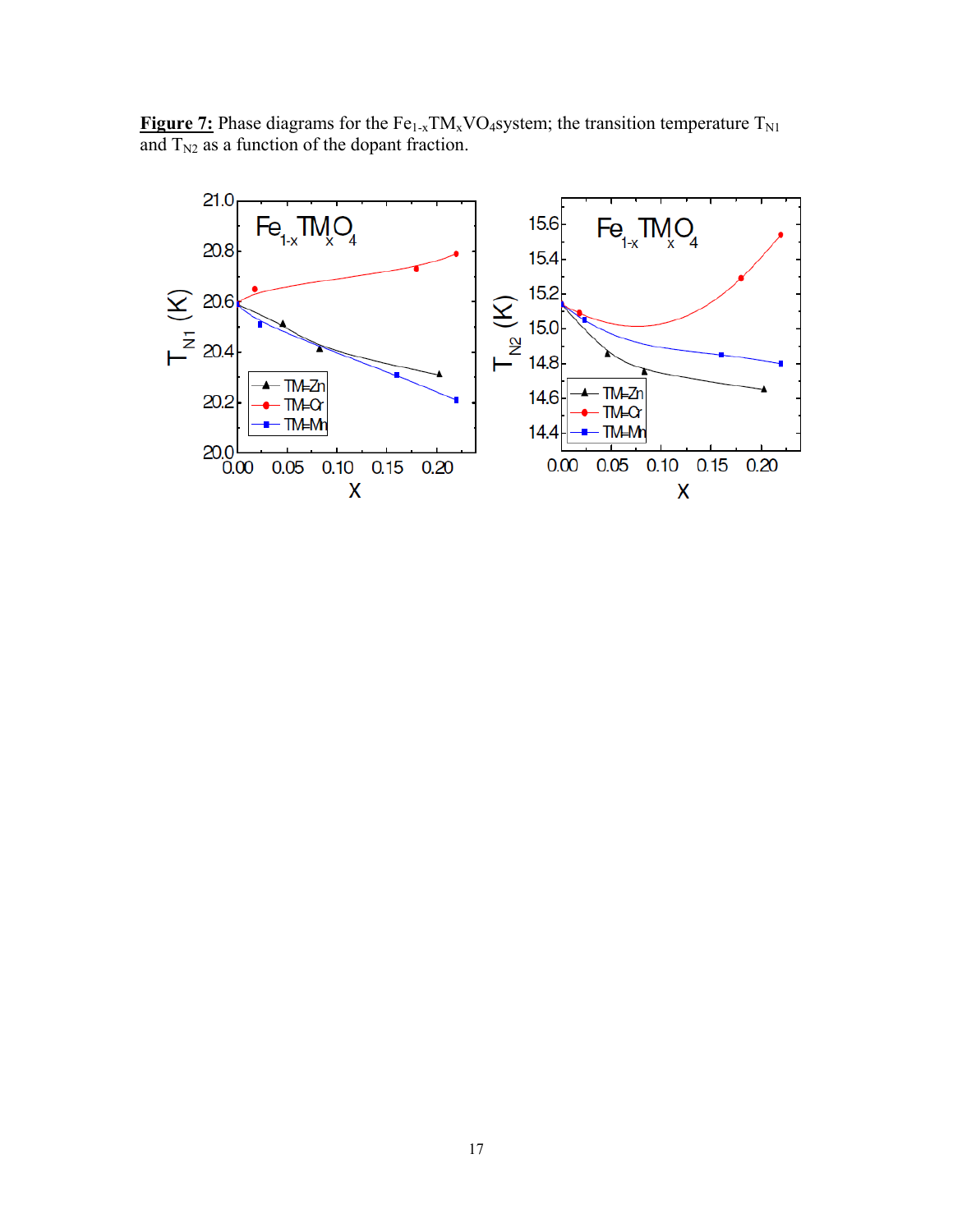**Figure 7:** Phase diagrams for the $Fe_{1-x}TM_xVO_4$system; the transition temperature $T_{N1}$ and $T_{N2}$ as a function of the dopant fraction.

$Fe_{1-x}TM_xO_4$

$T_{N1}$ (K)

21.0
20.8
20.6
20.4
20.2
20.0

0.00 0.05 0.10 0.15 0.20

X

TM=Zn
TM=Cr
TM=Mn

$Fe_{1-x}TM_xO_4$

$T_{N2}$ (K)

15.6
15.4
15.2
15.0
14.8
14.6
14.4

0.00 0.05 0.10 0.15 0.20

X

TM=Zn
TM=Cr
TM=Mn